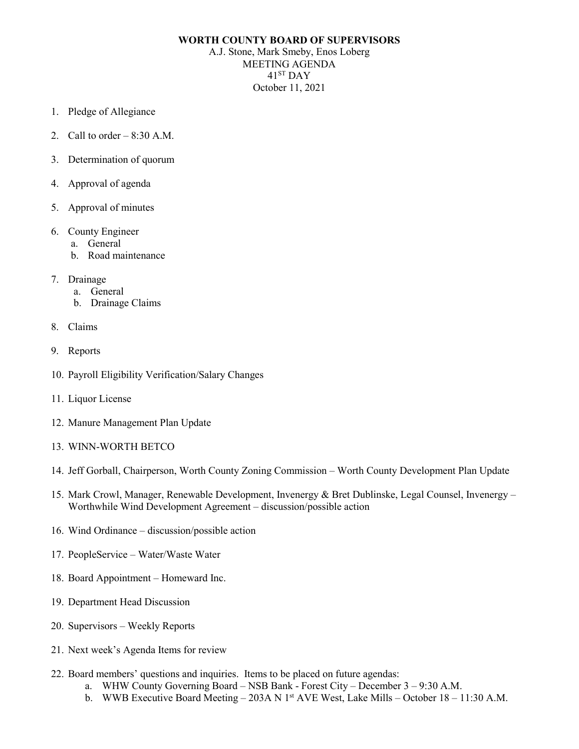**WORTH COUNTY BOARD OF SUPERVISORS**

A.J. Stone, Mark Smeby, Enos Loberg

MEETING AGENDA

41ST DAY

October 11, 2021

1. Pledge of Allegiance
2. Call to order – 8:30 A.M.
3. Determination of quorum
4. Approval of agenda
5. Approval of minutes
6. County Engineer
   a. General
   b. Road maintenance
7. Drainage
   a. General
   b. Drainage Claims
8. Claims
9. Reports
10. Payroll Eligibility Verification/Salary Changes
11. Liquor License
12. Manure Management Plan Update
13. WINN-WORTH BETCO
14. Jeff Gorball, Chairperson, Worth County Zoning Commission – Worth County Development Plan Update
15. Mark Crowl, Manager, Renewable Development, Invenergy & Bret Dublinske, Legal Counsel, Invenergy – Worthwhile Wind Development Agreement – discussion/possible action
16. Wind Ordinance – discussion/possible action
17. PeopleService – Water/Waste Water
18. Board Appointment – Homeward Inc.
19. Department Head Discussion
20. Supervisors – Weekly Reports
21. Next week's Agenda Items for review
22. Board members' questions and inquiries. Items to be placed on future agendas:
    a. WHW County Governing Board – NSB Bank - Forest City – December 3 – 9:30 A.M.
    b. WWB Executive Board Meeting – 203A N 1st AVE West, Lake Mills – October 18 – 11:30 A.M.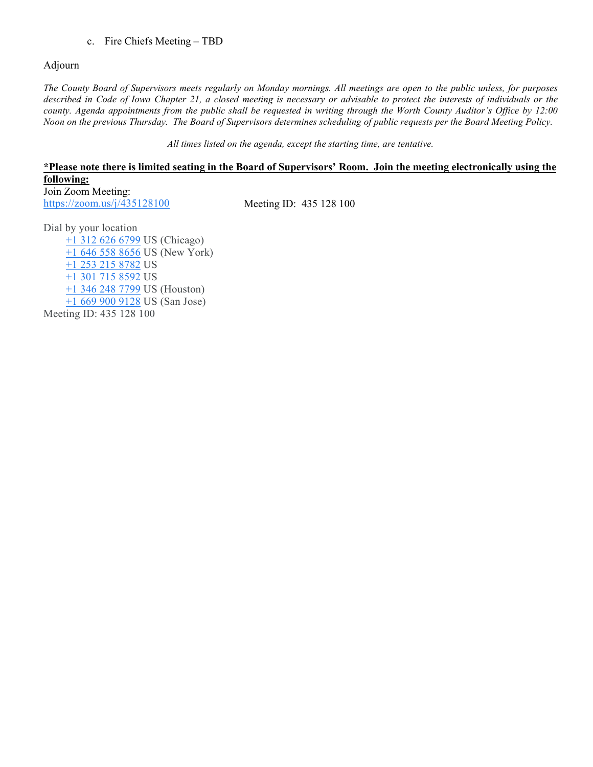c. Fire Chiefs Meeting – TBD

Adjourn

*The County Board of Supervisors meets regularly on Monday mornings. All meetings are open to the public unless, for purposes described in Code of Iowa Chapter 21, a closed meeting is necessary or advisable to protect the interests of individuals or the county. Agenda appointments from the public shall be requested in writing through the Worth County Auditor's Office by 12:00 Noon on the previous Thursday. The Board of Supervisors determines scheduling of public requests per the Board Meeting Policy.*

*All times listed on the agenda, except the starting time, are tentative.*

**\*Please note there is limited seating in the Board of Supervisors' Room. Join the meeting electronically using the following:**

Join Zoom Meeting:
https://zoom.us/j/435128100 Meeting ID: 435 128 100

Dial by your location
- +1 312 626 6799 US (Chicago)
- +1 646 558 8656 US (New York)
- +1 253 215 8782 US
- +1 301 715 8592 US
- +1 346 248 7799 US (Houston)
- +1 669 900 9128 US (San Jose)

Meeting ID: 435 128 100